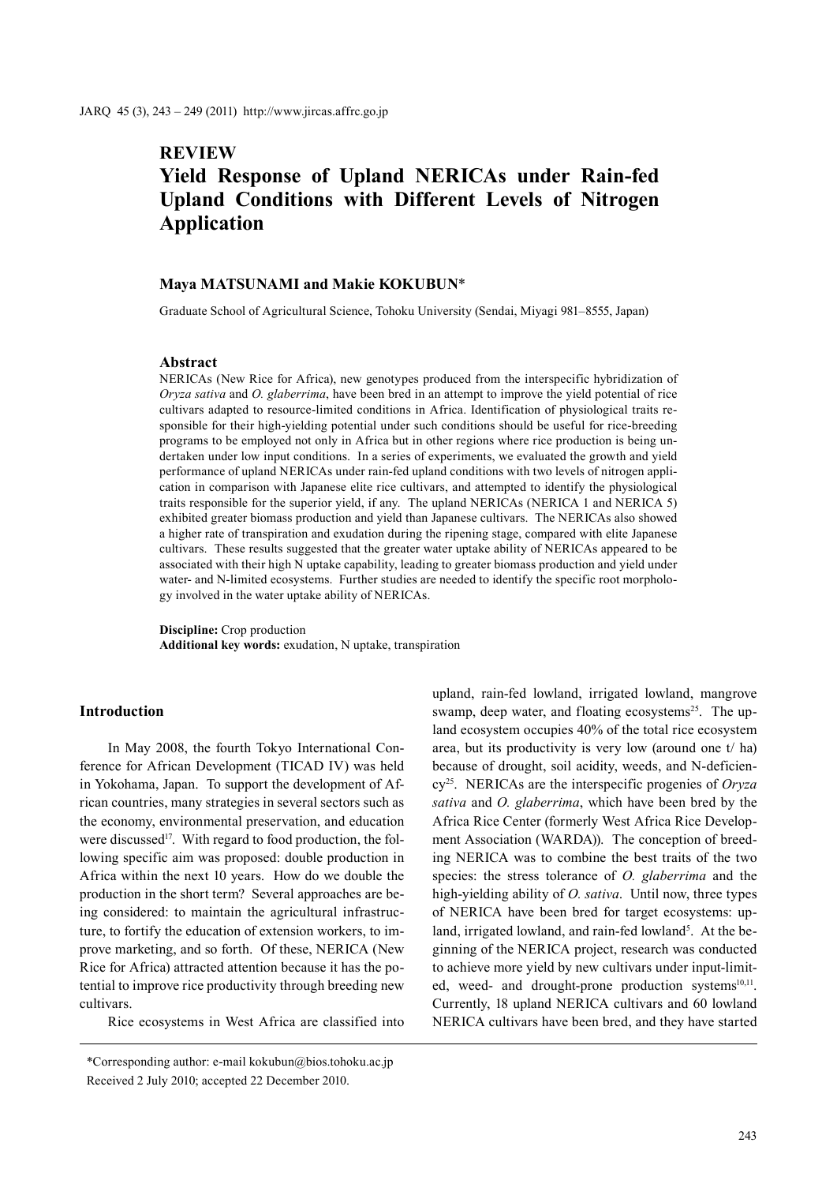## REVIEW

# Yield Response of Upland NERICAs under Rain-fed Upland Conditions with Different Levels of Nitrogen Application

**Maya MATSUNAMI and Makie KOKUBUN***

Graduate School of Agricultural Science, Tohoku University (Sendai, Miyagi 981–8555, Japan)

### Abstract

NERICAs (New Rice for Africa), new genotypes produced from the interspecific hybridization of *Oryza sativa* and *O. glaberrima*, have been bred in an attempt to improve the yield potential of rice cultivars adapted to resource-limited conditions in Africa. Identification of physiological traits responsible for their high-yielding potential under such conditions should be useful for rice-breeding programs to be employed not only in Africa but in other regions where rice production is being undertaken under low input conditions. In a series of experiments, we evaluated the growth and yield performance of upland NERICAs under rain-fed upland conditions with two levels of nitrogen application in comparison with Japanese elite rice cultivars, and attempted to identify the physiological traits responsible for the superior yield, if any. The upland NERICAs (NERICA 1 and NERICA 5) exhibited greater biomass production and yield than Japanese cultivars. The NERICAs also showed a higher rate of transpiration and exudation during the ripening stage, compared with elite Japanese cultivars. These results suggested that the greater water uptake ability of NERICAs appeared to be associated with their high N uptake capability, leading to greater biomass production and yield under water- and N-limited ecosystems. Further studies are needed to identify the specific root morphology involved in the water uptake ability of NERICAs.

**Discipline:** Crop production
**Additional key words:** exudation, N uptake, transpiration

## Introduction

In May 2008, the fourth Tokyo International Conference for African Development (TICAD IV) was held in Yokohama, Japan. To support the development of African countries, many strategies in several sectors such as the economy, environmental preservation, and education were discussed[17]. With regard to food production, the following specific aim was proposed: double production in Africa within the next 10 years. How do we double the production in the short term? Several approaches are being considered: to maintain the agricultural infrastructure, to fortify the education of extension workers, to improve marketing, and so forth. Of these, NERICA (New Rice for Africa) attracted attention because it has the potential to improve rice productivity through breeding new cultivars.

Rice ecosystems in West Africa are classified into upland, rain-fed lowland, irrigated lowland, mangrove swamp, deep water, and floating ecosystems[25]. The upland ecosystem occupies 40% of the total rice ecosystem area, but its productivity is very low (around one t/ ha) because of drought, soil acidity, weeds, and N-deficiency[25]. NERICAs are the interspecific progenies of *Oryza sativa* and *O. glaberrima*, which have been bred by the Africa Rice Center (formerly West Africa Rice Development Association (WARDA)). The conception of breeding NERICA was to combine the best traits of the two species: the stress tolerance of *O. glaberrima* and the high-yielding ability of *O. sativa*. Until now, three types of NERICA have been bred for target ecosystems: upland, irrigated lowland, and rain-fed lowland[5]. At the beginning of the NERICA project, research was conducted to achieve more yield by new cultivars under input-limited, weed- and drought-prone production systems[10,11]. Currently, 18 upland NERICA cultivars and 60 lowland NERICA cultivars have been bred, and they have started

*Corresponding author: e-mail kokubun@bios.tohoku.ac.jp
Received 2 July 2010; accepted 22 December 2010.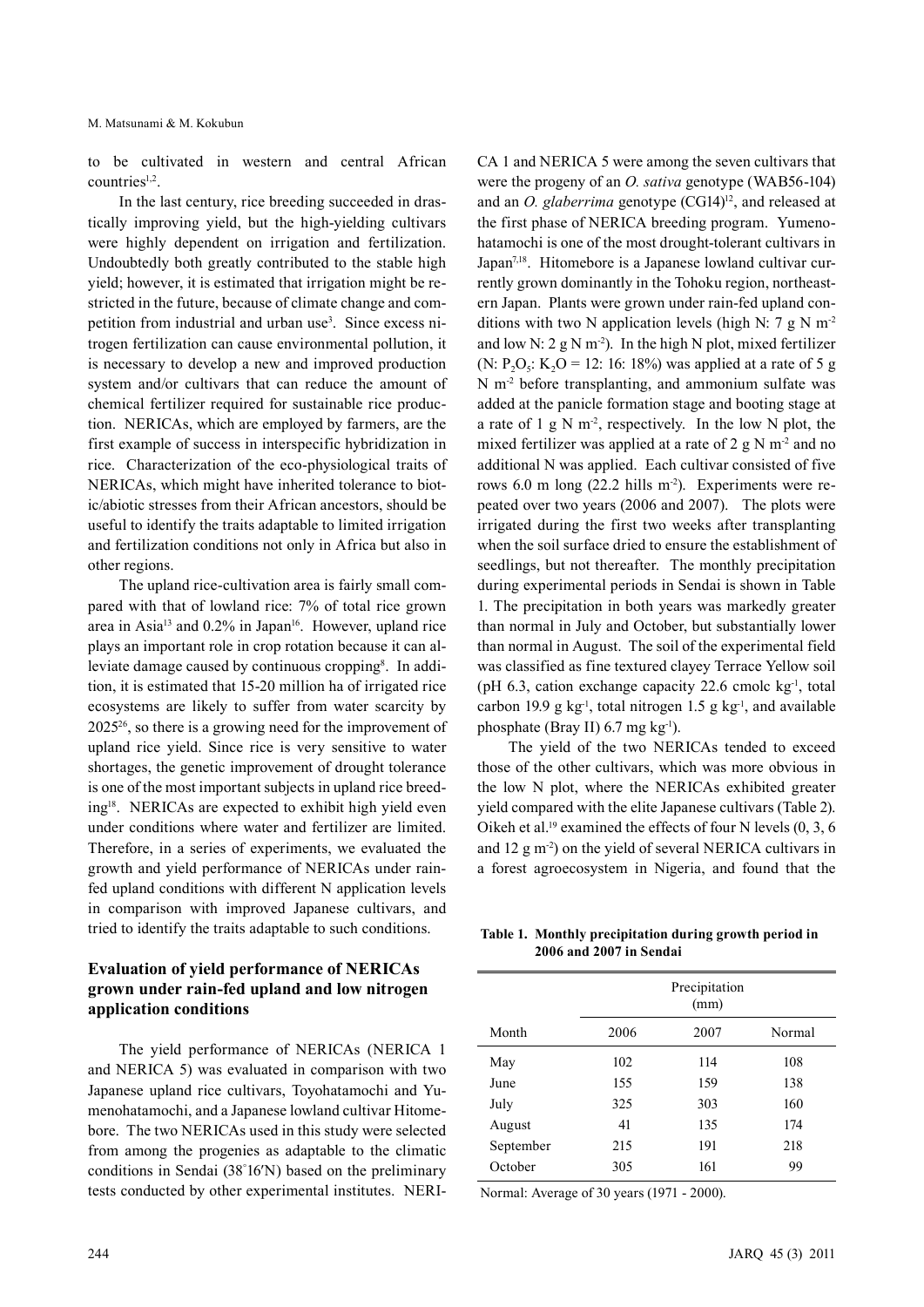to be cultivated in western and central African countries[1,2].

In the last century, rice breeding succeeded in drastically improving yield, but the high-yielding cultivars were highly dependent on irrigation and fertilization. Undoubtedly both greatly contributed to the stable high yield; however, it is estimated that irrigation might be restricted in the future, because of climate change and competition from industrial and urban use[3]. Since excess nitrogen fertilization can cause environmental pollution, it is necessary to develop a new and improved production system and/or cultivars that can reduce the amount of chemical fertilizer required for sustainable rice production. NERICAs, which are employed by farmers, are the first example of success in interspecific hybridization in rice. Characterization of the eco-physiological traits of NERICAs, which might have inherited tolerance to biotic/abiotic stresses from their African ancestors, should be useful to identify the traits adaptable to limited irrigation and fertilization conditions not only in Africa but also in other regions.

The upland rice-cultivation area is fairly small compared with that of lowland rice: 7% of total rice grown area in Asia[13] and 0.2% in Japan[16]. However, upland rice plays an important role in crop rotation because it can alleviate damage caused by continuous cropping[8]. In addition, it is estimated that 15-20 million ha of irrigated rice ecosystems are likely to suffer from water scarcity by 2025[26], so there is a growing need for the improvement of upland rice yield. Since rice is very sensitive to water shortages, the genetic improvement of drought tolerance is one of the most important subjects in upland rice breeding[18]. NERICAs are expected to exhibit high yield even under conditions where water and fertilizer are limited. Therefore, in a series of experiments, we evaluated the growth and yield performance of NERICAs under rain-fed upland conditions with different N application levels in comparison with improved Japanese cultivars, and tried to identify the traits adaptable to such conditions.

## Evaluation of yield performance of NERICAs grown under rain-fed upland and low nitrogen application conditions

The yield performance of NERICAs (NERICA 1 and NERICA 5) was evaluated in comparison with two Japanese upland rice cultivars, Toyohatamochi and Yumenohatamochi, and a Japanese lowland cultivar Hitomebore. The two NERICAs used in this study were selected from among the progenies as adaptable to the climatic conditions in Sendai (38°16′N) based on the preliminary tests conducted by other experimental institutes. NERICA 1 and NERICA 5 were among the seven cultivars that were the progeny of an *O. sativa* genotype (WAB56-104) and an *O. glaberrima* genotype (CG14)[12], and released at the first phase of NERICA breeding program. Yumenohatamochi is one of the most drought-tolerant cultivars in Japan[7,18]. Hitomebore is a Japanese lowland cultivar currently grown dominantly in the Tohoku region, northeastern Japan. Plants were grown under rain-fed upland conditions with two N application levels (high N: 7 g N $m^{-2}$ and low N: 2 g N $m^{-2}$). In the high N plot, mixed fertilizer (N: $P_2O_5$: $K_2O$ = 12: 16: 18%) was applied at a rate of 5 g N $m^{-2}$ before transplanting, and ammonium sulfate was added at the panicle formation stage and booting stage at a rate of 1 g N $m^{-2}$, respectively. In the low N plot, the mixed fertilizer was applied at a rate of 2 g N $m^{-2}$ and no additional N was applied. Each cultivar consisted of five rows 6.0 m long (22.2 hills $m^{-2}$). Experiments were repeated over two years (2006 and 2007). The plots were irrigated during the first two weeks after transplanting when the soil surface dried to ensure the establishment of seedlings, but not thereafter. The monthly precipitation during experimental periods in Sendai is shown in Table 1. The precipitation in both years was markedly greater than normal in July and October, but substantially lower than normal in August. The soil of the experimental field was classified as fine textured clayey Terrace Yellow soil (pH 6.3, cation exchange capacity 22.6 cmolc $kg^{-1}$, total carbon 19.9 g $kg^{-1}$, total nitrogen 1.5 g $kg^{-1}$, and available phosphate (Bray II) 6.7 mg $kg^{-1}$).

The yield of the two NERICAs tended to exceed those of the other cultivars, which was more obvious in the low N plot, where the NERICAs exhibited greater yield compared with the elite Japanese cultivars (Table 2). Oikeh et al.[19] examined the effects of four N levels (0, 3, 6 and 12 g $m^{-2}$) on the yield of several NERICA cultivars in a forest agroecosystem in Nigeria, and found that the

**Table 1. Monthly precipitation during growth period in 2006 and 2007 in Sendai**

| Month | Precipitation (mm) | | |
|---|---|---|---|
| | 2006 | 2007 | Normal |
| May | 102 | 114 | 108 |
| June | 155 | 159 | 138 |
| July | 325 | 303 | 160 |
| August | 41 | 135 | 174 |
| September | 215 | 191 | 218 |
| October | 305 | 161 | 99 |

Normal: Average of 30 years (1971 - 2000).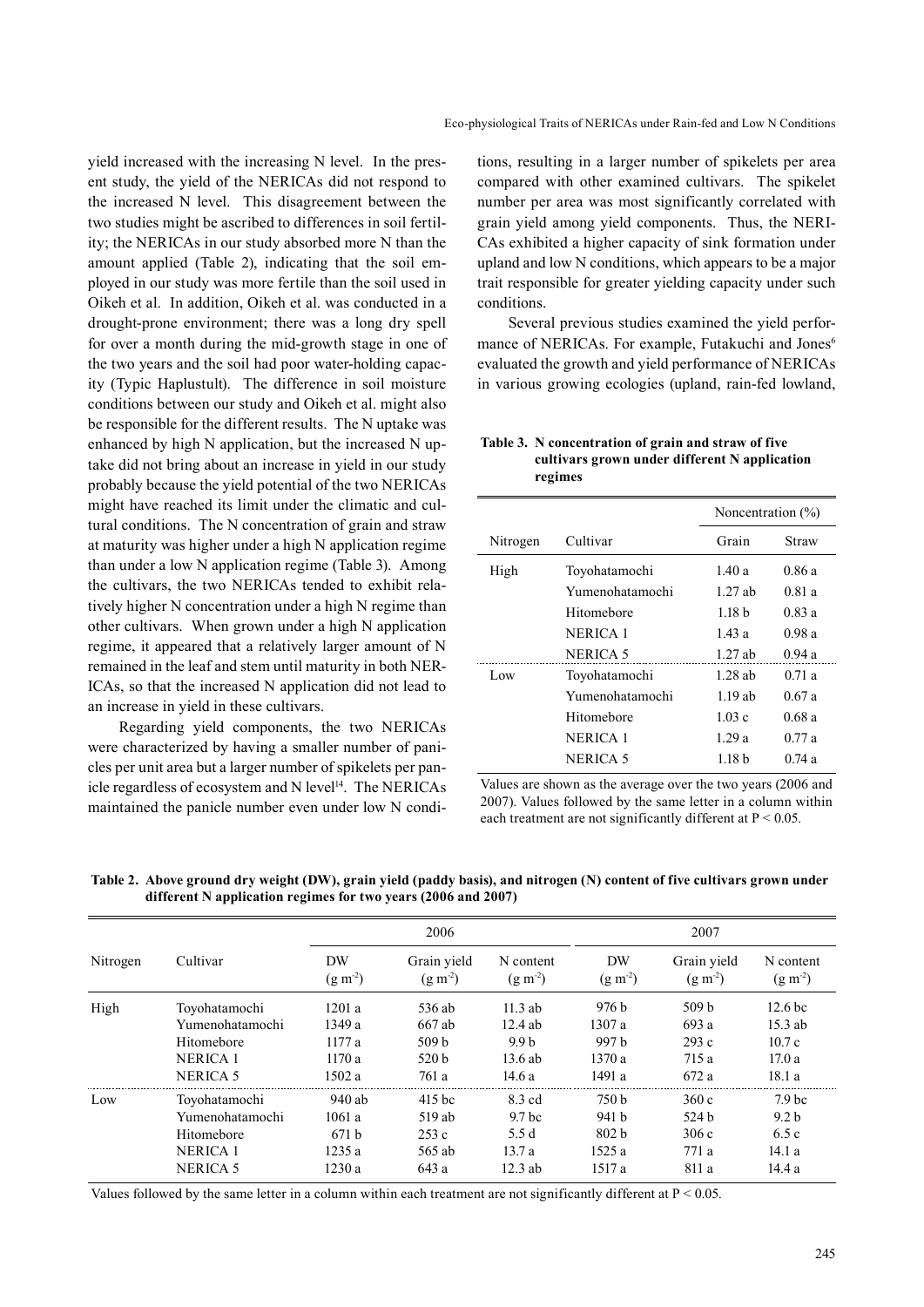yield increased with the increasing N level. In the present study, the yield of the NERICAs did not respond to the increased N level. This disagreement between the two studies might be ascribed to differences in soil fertility; the NERICAs in our study absorbed more N than the amount applied (Table 2), indicating that the soil employed in our study was more fertile than the soil used in Oikeh et al. In addition, Oikeh et al. was conducted in a drought-prone environment; there was a long dry spell for over a month during the mid-growth stage in one of the two years and the soil had poor water-holding capacity (Typic Haplustult). The difference in soil moisture conditions between our study and Oikeh et al. might also be responsible for the different results. The N uptake was enhanced by high N application, but the increased N uptake did not bring about an increase in yield in our study probably because the yield potential of the two NERICAs might have reached its limit under the climatic and cultural conditions. The N concentration of grain and straw at maturity was higher under a high N application regime than under a low N application regime (Table 3). Among the cultivars, the two NERICAs tended to exhibit relatively higher N concentration under a high N regime than other cultivars. When grown under a high N application regime, it appeared that a relatively larger amount of N remained in the leaf and stem until maturity in both NERICAs, so that the increased N application did not lead to an increase in yield in these cultivars.

Regarding yield components, the two NERICAs were characterized by having a smaller number of panicles per unit area but a larger number of spikelets per panicle regardless of ecosystem and N level[14]. The NERICAs maintained the panicle number even under low N conditions, resulting in a larger number of spikelets per area compared with other examined cultivars. The spikelet number per area was most significantly correlated with grain yield among yield components. Thus, the NERICAs exhibited a higher capacity of sink formation under upland and low N conditions, which appears to be a major trait responsible for greater yielding capacity under such conditions.

Several previous studies examined the yield performance of NERICAs. For example, Futakuchi and Jones[6] evaluated the growth and yield performance of NERICAs in various growing ecologies (upland, rain-fed lowland,

**Table 3. N concentration of grain and straw of five cultivars grown under different N application regimes**

| Nitrogen | Cultivar | Noncentration (%) | |
|---|---|---|---|
| | | Grain | Straw |
| High | Toyohatamochi | 1.40 a | 0.86 a |
| | Yumenohatamochi | 1.27 ab | 0.81 a |
| | Hitomebore | 1.18 b | 0.83 a |
| | NERICA 1 | 1.43 a | 0.98 a |
| | NERICA 5 | 1.27 ab | 0.94 a |
| Low | Toyohatamochi | 1.28 ab | 0.71 a |
| | Yumenohatamochi | 1.19 ab | 0.67 a |
| | Hitomebore | 1.03 c | 0.68 a |
| | NERICA 1 | 1.29 a | 0.77 a |
| | NERICA 5 | 1.18 b | 0.74 a |

Values are shown as the average over the two years (2006 and 2007). Values followed by the same letter in a column within each treatment are not significantly different at $P < 0.05$.

**Table 2. Above ground dry weight (DW), grain yield (paddy basis), and nitrogen (N) content of five cultivars grown under different N application regimes for two years (2006 and 2007)**

| Nitrogen | Cultivar | 2006 | | | 2007 | | |
|---|---|---|---|---|---|---|---|
| | | DW ($g\ m^{-2}$) | Grain yield ($g\ m^{-2}$) | N content ($g\ m^{-2}$) | DW ($g\ m^{-2}$) | Grain yield ($g\ m^{-2}$) | N content ($g\ m^{-2}$) |
| High | Toyohatamochi | 1201 a | 536 ab | 11.3 ab | 976 b | 509 b | 12.6 bc |
| | Yumenohatamochi | 1349 a | 667 ab | 12.4 ab | 1307 a | 693 a | 15.3 ab |
| | Hitomebore | 1177 a | 509 b | 9.9 b | 997 b | 293 c | 10.7 c |
| | NERICA 1 | 1170 a | 520 b | 13.6 ab | 1370 a | 715 a | 17.0 a |
| | NERICA 5 | 1502 a | 761 a | 14.6 a | 1491 a | 672 a | 18.1 a |
| Low | Toyohatamochi | 940 ab | 415 bc | 8.3 cd | 750 b | 360 c | 7.9 bc |
| | Yumenohatamochi | 1061 a | 519 ab | 9.7 bc | 941 b | 524 b | 9.2 b |
| | Hitomebore | 671 b | 253 c | 5.5 d | 802 b | 306 c | 6.5 c |
| | NERICA 1 | 1235 a | 565 ab | 13.7 a | 1525 a | 771 a | 14.1 a |
| | NERICA 5 | 1230 a | 643 a | 12.3 ab | 1517 a | 811 a | 14.4 a |

Values followed by the same letter in a column within each treatment are not significantly different at $P < 0.05$.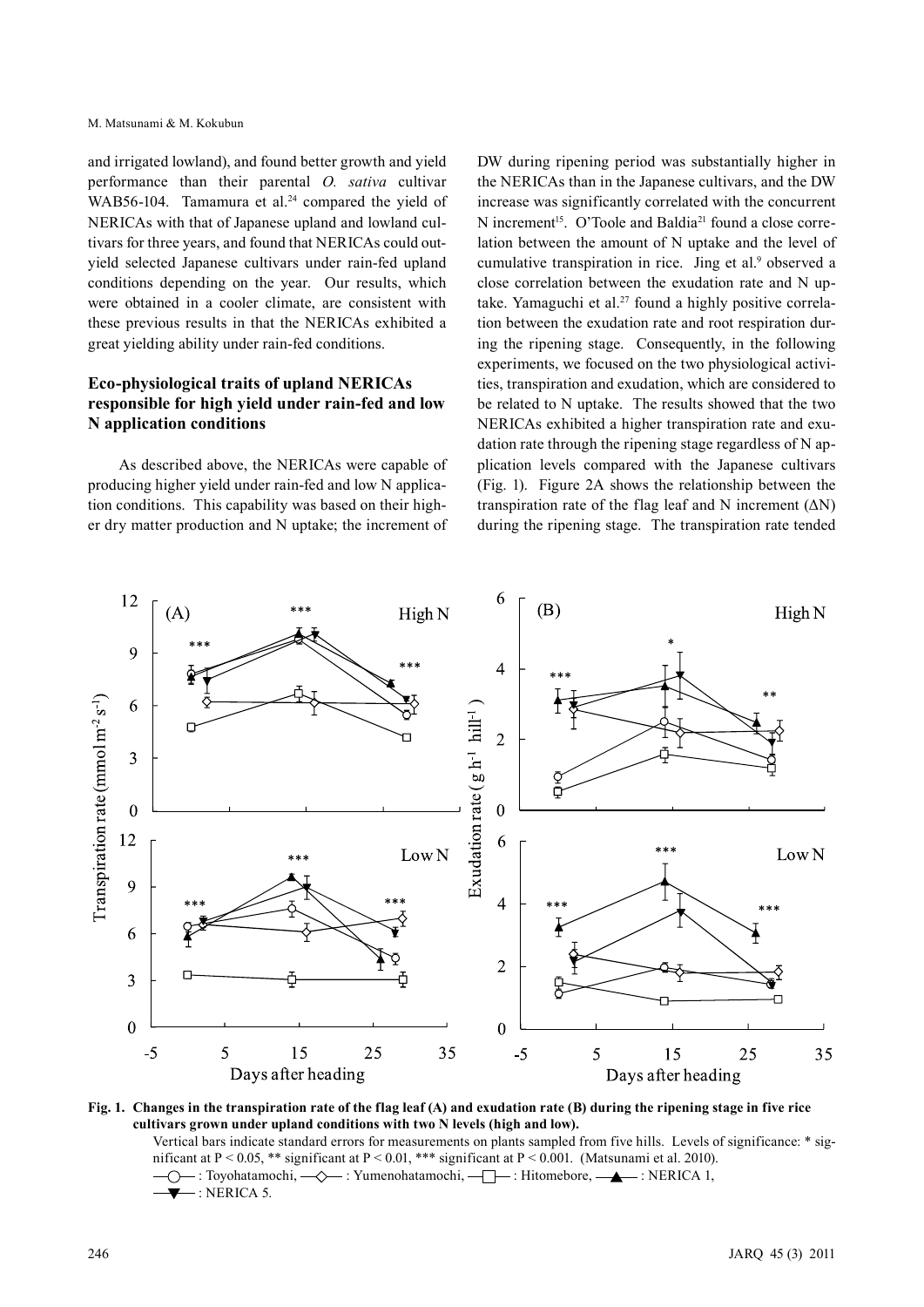and irrigated lowland), and found better growth and yield performance than their parental *O. sativa* cultivar WAB56-104. Tamamura et al.[24] compared the yield of NERICAs with that of Japanese upland and lowland cultivars for three years, and found that NERICAs could outyield selected Japanese cultivars under rain-fed upland conditions depending on the year. Our results, which were obtained in a cooler climate, are consistent with these previous results in that the NERICAs exhibited a great yielding ability under rain-fed conditions.

### Eco-physiological traits of upland NERICAs responsible for high yield under rain-fed and low N application conditions

As described above, the NERICAs were capable of producing higher yield under rain-fed and low N application conditions. This capability was based on their higher dry matter production and N uptake; the increment of DW during ripening period was substantially higher in the NERICAs than in the Japanese cultivars, and the DW increase was significantly correlated with the concurrent N increment[15]. O'Toole and Baldia[21] found a close correlation between the amount of N uptake and the level of cumulative transpiration in rice. Jing et al.[9] observed a close correlation between the exudation rate and N uptake. Yamaguchi et al.[27] found a highly positive correlation between the exudation rate and root respiration during the ripening stage. Consequently, in the following experiments, we focused on the two physiological activities, transpiration and exudation, which are considered to be related to N uptake. The results showed that the two NERICAs exhibited a higher transpiration rate and exudation rate through the ripening stage regardless of N application levels compared with the Japanese cultivars (Fig. 1). Figure 2A shows the relationship between the transpiration rate of the flag leaf and N increment (ΔN) during the ripening stage. The transpiration rate tended

**Fig. 1. Changes in the transpiration rate of the flag leaf (A) and exudation rate (B) during the ripening stage in five rice cultivars grown under upland conditions with two N levels (high and low).**

Vertical bars indicate standard errors for measurements on plants sampled from five hills. Levels of significance: * significant at $P < 0.05$, ** significant at $P < 0.01$, *** significant at $P < 0.001$. (Matsunami et al. 2010).

—○— : Toyohatamochi, —◇— : Yumenohatamochi, —□— : Hitomebore, —▲— : NERICA 1, —▼— : NERICA 5.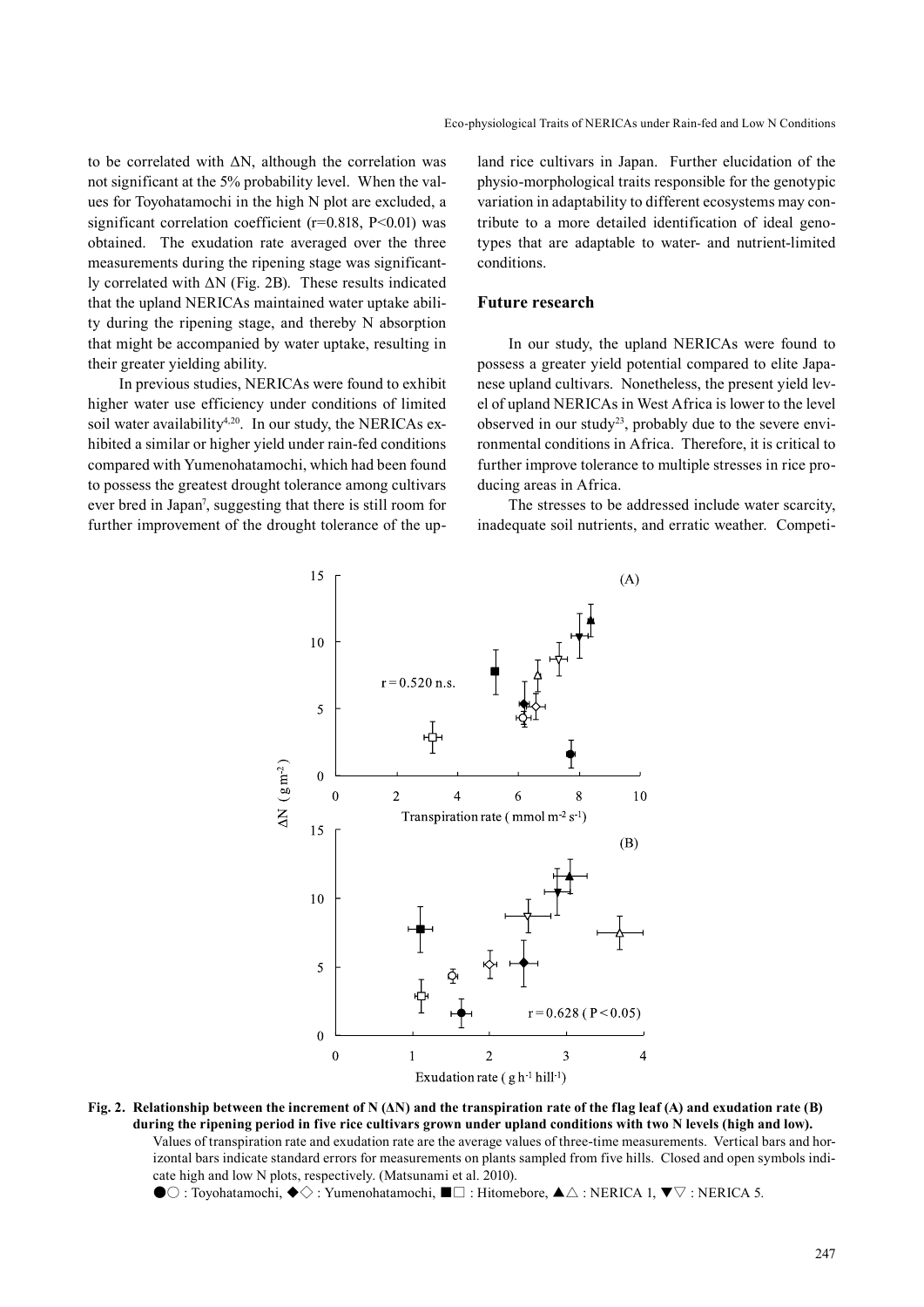to be correlated with ΔN, although the correlation was not significant at the 5% probability level. When the values for Toyohatamochi in the high N plot are excluded, a significant correlation coefficient ($r=0.818$, $P<0.01$) was obtained. The exudation rate averaged over the three measurements during the ripening stage was significantly correlated with ΔN (Fig. 2B). These results indicated that the upland NERICAs maintained water uptake ability during the ripening stage, and thereby N absorption that might be accompanied by water uptake, resulting in their greater yielding ability.

In previous studies, NERICAs were found to exhibit higher water use efficiency under conditions of limited soil water availability[4,20]. In our study, the NERICAs exhibited a similar or higher yield under rain-fed conditions compared with Yumenohatamochi, which had been found to possess the greatest drought tolerance among cultivars ever bred in Japan[7], suggesting that there is still room for further improvement of the drought tolerance of the upland rice cultivars in Japan. Further elucidation of the physio-morphological traits responsible for the genotypic variation in adaptability to different ecosystems may contribute to a more detailed identification of ideal genotypes that are adaptable to water- and nutrient-limited conditions.

## Future research

In our study, the upland NERICAs were found to possess a greater yield potential compared to elite Japanese upland cultivars. Nonetheless, the present yield level of upland NERICAs in West Africa is lower to the level observed in our study[23], probably due to the severe environmental conditions in Africa. Therefore, it is critical to further improve tolerance to multiple stresses in rice producing areas in Africa.

The stresses to be addressed include water scarcity, inadequate soil nutrients, and erratic weather. Competi-

**Fig. 2. Relationship between the increment of N (ΔN) and the transpiration rate of the flag leaf (A) and exudation rate (B) during the ripening period in five rice cultivars grown under upland conditions with two N levels (high and low).**

Values of transpiration rate and exudation rate are the average values of three-time measurements. Vertical bars and horizontal bars indicate standard errors for measurements on plants sampled from five hills. Closed and open symbols indicate high and low N plots, respectively. (Matsunami et al. 2010).

●○ : Toyohatamochi, ◆◇ : Yumenohatamochi, ■□ : Hitomebore, ▲△ : NERICA 1, ▼▽ : NERICA 5.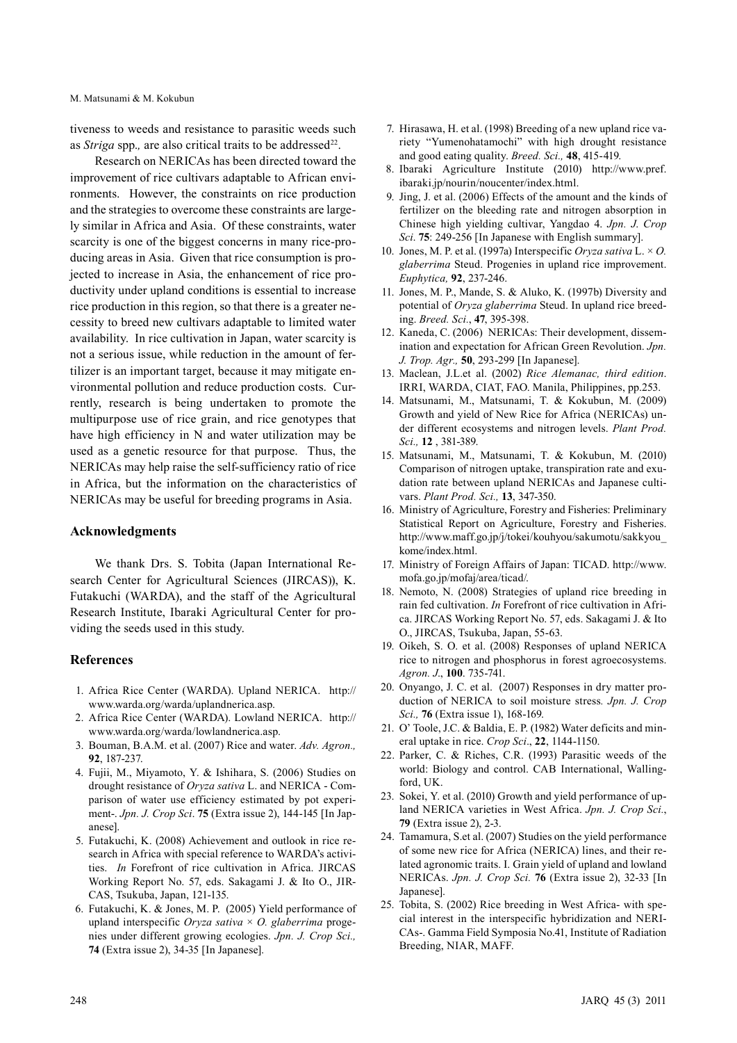tiveness to weeds and resistance to parasitic weeds such as *Striga* spp.*,* are also critical traits to be addressed[22].

Research on NERICAs has been directed toward the improvement of rice cultivars adaptable to African environments. However, the constraints on rice production and the strategies to overcome these constraints are largely similar in Africa and Asia. Of these constraints, water scarcity is one of the biggest concerns in many rice-producing areas in Asia. Given that rice consumption is projected to increase in Asia, the enhancement of rice productivity under upland conditions is essential to increase rice production in this region, so that there is a greater necessity to breed new cultivars adaptable to limited water availability. In rice cultivation in Japan, water scarcity is not a serious issue, while reduction in the amount of fertilizer is an important target, because it may mitigate environmental pollution and reduce production costs. Currently, research is being undertaken to promote the multipurpose use of rice grain, and rice genotypes that have high efficiency in N and water utilization may be used as a genetic resource for that purpose. Thus, the NERICAs may help raise the self-sufficiency ratio of rice in Africa, but the information on the characteristics of NERICAs may be useful for breeding programs in Asia.

## Acknowledgments

We thank Drs. S. Tobita (Japan International Research Center for Agricultural Sciences (JIRCAS)), K. Futakuchi (WARDA), and the staff of the Agricultural Research Institute, Ibaraki Agricultural Center for providing the seeds used in this study.

## References

1. Africa Rice Center (WARDA). Upland NERICA. http://www.warda.org/warda/uplandnerica.asp.
2. Africa Rice Center (WARDA). Lowland NERICA. http://www.warda.org/warda/lowlandnerica.asp.
3. Bouman, B.A.M. et al. (2007) Rice and water. *Adv. Agron.,* **92**, 187-237.
4. Fujii, M., Miyamoto, Y. & Ishihara, S. (2006) Studies on drought resistance of *Oryza sativa* L. and NERICA - Comparison of water use efficiency estimated by pot experiment-. *Jpn. J. Crop Sci*. **75** (Extra issue 2), 144-145 [In Japanese].
5. Futakuchi, K. (2008) Achievement and outlook in rice research in Africa with special reference to WARDA's activities. *In* Forefront of rice cultivation in Africa. JIRCAS Working Report No. 57, eds. Sakagami J. & Ito O., JIRCAS, Tsukuba, Japan, 121-135.
6. Futakuchi, K. & Jones, M. P. (2005) Yield performance of upland interspecific *Oryza sativa* × *O. glaberrima* progenies under different growing ecologies. *Jpn. J. Crop Sci.,* **74** (Extra issue 2), 34-35 [In Japanese].
7. Hirasawa, H. et al. (1998) Breeding of a new upland rice variety "Yumenohatamochi" with high drought resistance and good eating quality. *Breed. Sci.,* **48**, 415-419.
8. Ibaraki Agriculture Institute (2010) http://www.pref.ibaraki.jp/nourin/noucenter/index.html.
9. Jing, J. et al. (2006) Effects of the amount and the kinds of fertilizer on the bleeding rate and nitrogen absorption in Chinese high yielding cultivar, Yangdao 4. *Jpn. J. Crop Sci*. **75**: 249-256 [In Japanese with English summary].
10. Jones, M. P. et al. (1997a) Interspecific *Oryza sativa* L. × *O. glaberrima* Steud. Progenies in upland rice improvement. *Euphytica,* **92**, 237-246.
11. Jones, M. P., Mande, S. & Aluko, K. (1997b) Diversity and potential of *Oryza glaberrima* Steud. In upland rice breeding. *Breed. Sci*., **47**, 395-398.
12. Kaneda, C. (2006) NERICAs: Their development, dissemination and expectation for African Green Revolution. *Jpn. J. Trop. Agr.,* **50**, 293-299 [In Japanese].
13. Maclean, J.L.et al. (2002) *Rice Alemanac, third edition*. IRRI, WARDA, CIAT, FAO. Manila, Philippines, pp.253.
14. Matsunami, M., Matsunami, T. & Kokubun, M. (2009) Growth and yield of New Rice for Africa (NERICAs) under different ecosystems and nitrogen levels. *Plant Prod. Sci.,* **12** , 381-389.
15. Matsunami, M., Matsunami, T. & Kokubun, M. (2010) Comparison of nitrogen uptake, transpiration rate and exudation rate between upland NERICAs and Japanese cultivars. *Plant Prod. Sci.,* **13**, 347-350.
16. Ministry of Agriculture, Forestry and Fisheries: Preliminary Statistical Report on Agriculture, Forestry and Fisheries. http://www.maff.go.jp/j/tokei/kouhyou/sakumotu/sakkyou_kome/index.html.
17. Ministry of Foreign Affairs of Japan: TICAD. http://www.mofa.go.jp/mofaj/area/ticad/.
18. Nemoto, N. (2008) Strategies of upland rice breeding in rain fed cultivation. *In* Forefront of rice cultivation in Africa. JIRCAS Working Report No. 57, eds. Sakagami J. & Ito O., JIRCAS, Tsukuba, Japan, 55-63.
19. Oikeh, S. O. et al. (2008) Responses of upland NERICA rice to nitrogen and phosphorus in forest agroecosystems. *Agron. J*., **100**. 735-741.
20. Onyango, J. C. et al. (2007) Responses in dry matter production of NERICA to soil moisture stress. *Jpn. J. Crop Sci.,* **76** (Extra issue 1), 168-169.
21. O' Toole, J.C. & Baldia, E. P. (1982) Water deficits and mineral uptake in rice. *Crop Sci*., **22**, 1144-1150.
22. Parker, C. & Riches, C.R. (1993) Parasitic weeds of the world: Biology and control. CAB International, Wallingford, UK.
23. Sokei, Y. et al. (2010) Growth and yield performance of upland NERICA varieties in West Africa. *Jpn. J. Crop Sci*., **79** (Extra issue 2), 2-3.
24. Tamamura, S.et al. (2007) Studies on the yield performance of some new rice for Africa (NERICA) lines, and their related agronomic traits. I. Grain yield of upland and lowland NERICAs. *Jpn. J. Crop Sci.* **76** (Extra issue 2), 32-33 [In Japanese].
25. Tobita, S. (2002) Rice breeding in West Africa- with special interest in the interspecific hybridization and NERICAs-. Gamma Field Symposia No.41, Institute of Radiation Breeding, NIAR, MAFF.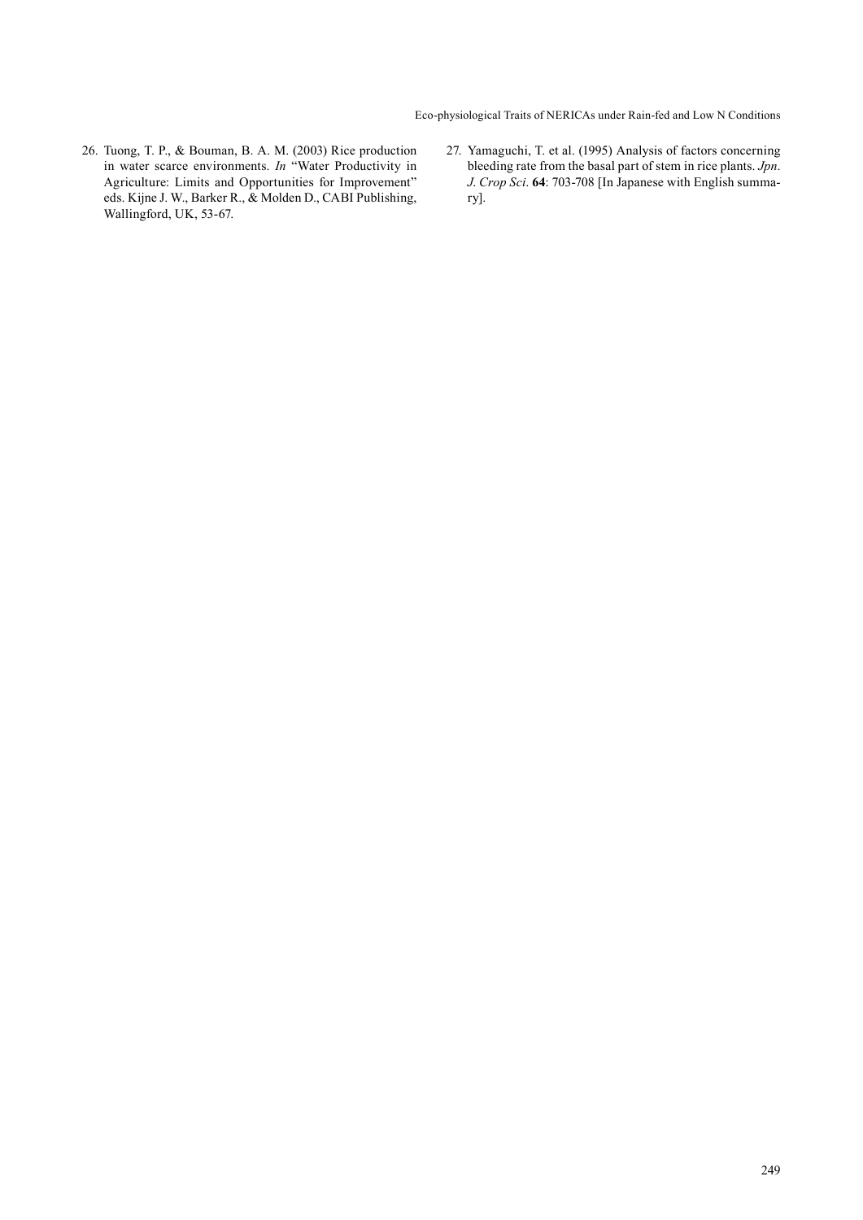26. Tuong, T. P., & Bouman, B. A. M. (2003) Rice production in water scarce environments. *In* "Water Productivity in Agriculture: Limits and Opportunities for Improvement" eds. Kijne J. W., Barker R., & Molden D., CABI Publishing, Wallingford, UK, 53-67.

27. Yamaguchi, T. et al. (1995) Analysis of factors concerning bleeding rate from the basal part of stem in rice plants. *Jpn. J. Crop Sci*. **64**: 703-708 [In Japanese with English summary].